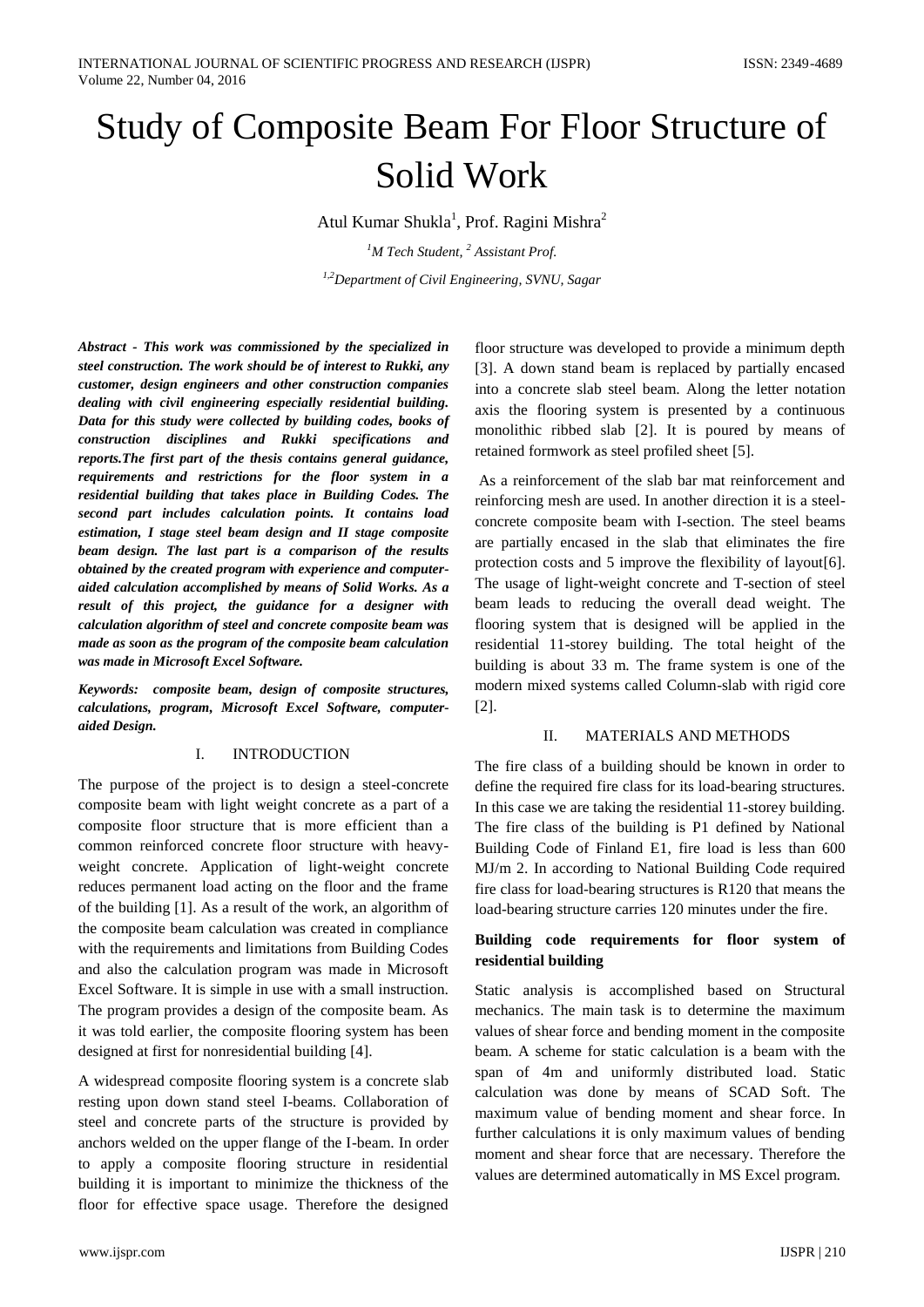# Study of Composite Beam For Floor Structure of Solid Work

Atul Kumar Shukla[1], Prof. Ragini Mishra[2]

[1]M Tech Student, [2] Assistant Prof.

[1,2]Department of Civil Engineering, SVNU, Sagar

***Abstract - This work was commissioned by the specialized in steel construction. The work should be of interest to Rukki, any customer, design engineers and other construction companies dealing with civil engineering especially residential building. Data for this study were collected by building codes, books of construction disciplines and Rukki specifications and reports.The first part of the thesis contains general guidance, requirements and restrictions for the floor system in a residential building that takes place in Building Codes. The second part includes calculation points. It contains load estimation, I stage steel beam design and II stage composite beam design. The last part is a comparison of the results obtained by the created program with experience and computer-aided calculation accomplished by means of Solid Works. As a result of this project, the guidance for a designer with calculation algorithm of steel and concrete composite beam was made as soon as the program of the composite beam calculation was made in Microsoft Excel Software.***

***Keywords: composite beam, design of composite structures, calculations, program, Microsoft Excel Software, computer-aided Design.***

## I. INTRODUCTION

The purpose of the project is to design a steel-concrete composite beam with light weight concrete as a part of a composite floor structure that is more efficient than a common reinforced concrete floor structure with heavy-weight concrete. Application of light-weight concrete reduces permanent load acting on the floor and the frame of the building [1]. As a result of the work, an algorithm of the composite beam calculation was created in compliance with the requirements and limitations from Building Codes and also the calculation program was made in Microsoft Excel Software. It is simple in use with a small instruction. The program provides a design of the composite beam. As it was told earlier, the composite flooring system has been designed at first for nonresidential building [4].

A widespread composite flooring system is a concrete slab resting upon down stand steel I-beams. Collaboration of steel and concrete parts of the structure is provided by anchors welded on the upper flange of the I-beam. In order to apply a composite flooring structure in residential building it is important to minimize the thickness of the floor for effective space usage. Therefore the designed floor structure was developed to provide a minimum depth [3]. A down stand beam is replaced by partially encased into a concrete slab steel beam. Along the letter notation axis the flooring system is presented by a continuous monolithic ribbed slab [2]. It is poured by means of retained formwork as steel profiled sheet [5].

As a reinforcement of the slab bar mat reinforcement and reinforcing mesh are used. In another direction it is a steel-concrete composite beam with I-section. The steel beams are partially encased in the slab that eliminates the fire protection costs and 5 improve the flexibility of layout[6]. The usage of light-weight concrete and T-section of steel beam leads to reducing the overall dead weight. The flooring system that is designed will be applied in the residential 11-storey building. The total height of the building is about 33 m. The frame system is one of the modern mixed systems called Column-slab with rigid core [2].

## II. MATERIALS AND METHODS

The fire class of a building should be known in order to define the required fire class for its load-bearing structures. In this case we are taking the residential 11-storey building. The fire class of the building is P1 defined by National Building Code of Finland E1, fire load is less than 600 MJ/m 2. In according to National Building Code required fire class for load-bearing structures is R120 that means the load-bearing structure carries 120 minutes under the fire.

**Building code requirements for floor system of residential building**

Static analysis is accomplished based on Structural mechanics. The main task is to determine the maximum values of shear force and bending moment in the composite beam. A scheme for static calculation is a beam with the span of 4m and uniformly distributed load. Static calculation was done by means of SCAD Soft. The maximum value of bending moment and shear force. In further calculations it is only maximum values of bending moment and shear force that are necessary. Therefore the values are determined automatically in MS Excel program.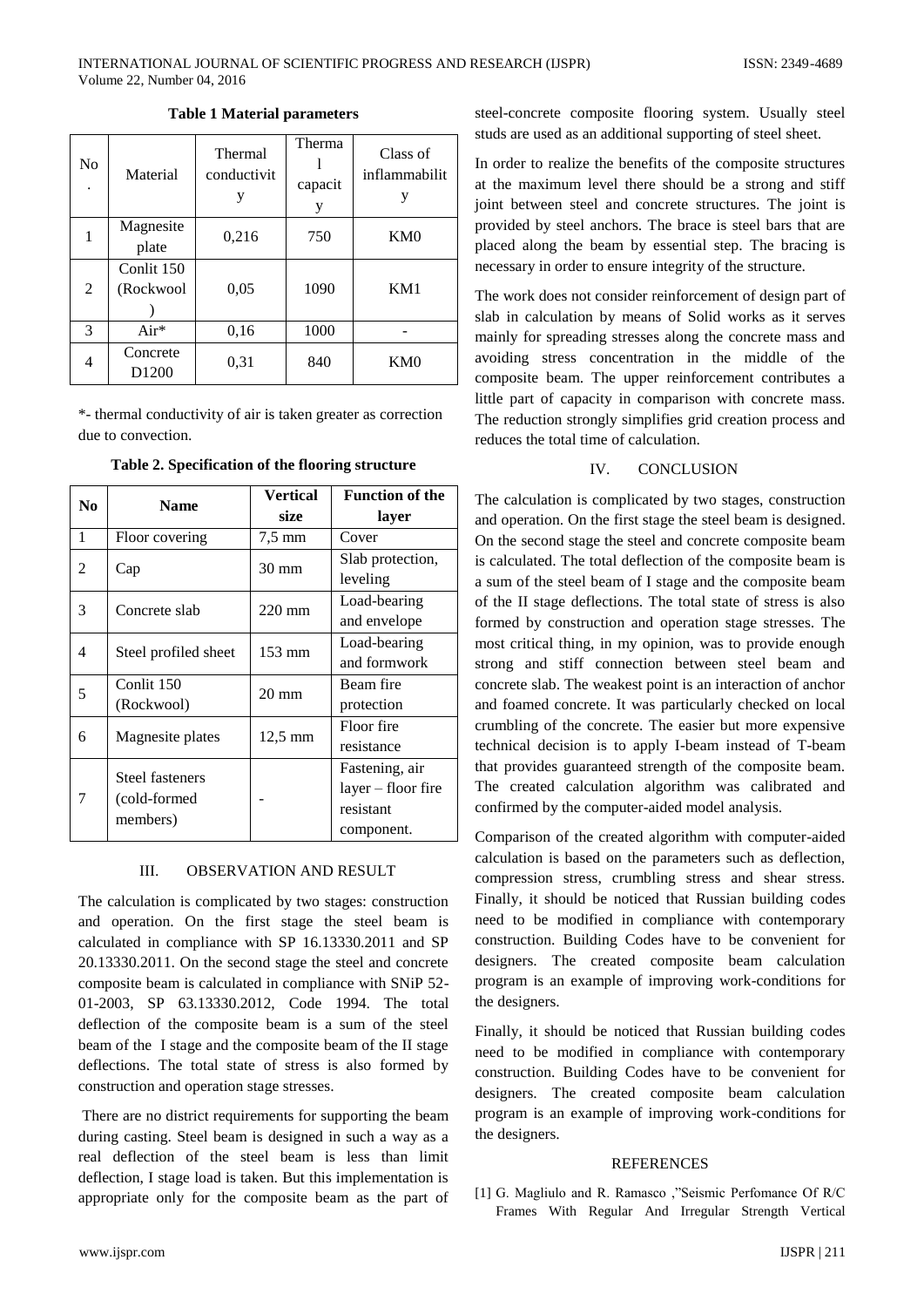**Table 1 Material parameters**

| No. | Material | Thermal conductivity | Thermal capacity | Class of inflammability |
|---|---|---|---|---|
| 1 | Magnesite plate | 0,216 | 750 | KM0 |
| 2 | Conlit 150 (Rockwool) | 0,05 | 1090 | KM1 |
| 3 | Air* | 0,16 | 1000 | - |
| 4 | Concrete D1200 | 0,31 | 840 | KM0 |

*- thermal conductivity of air is taken greater as correction due to convection.

**Table 2. Specification of the flooring structure**

| No | Name | Vertical size | Function of the layer |
|---|---|---|---|
| 1 | Floor covering | 7,5 mm | Cover |
| 2 | Cap | 30 mm | Slab protection, leveling |
| 3 | Concrete slab | 220 mm | Load-bearing and envelope |
| 4 | Steel profiled sheet | 153 mm | Load-bearing and formwork |
| 5 | Conlit 150 (Rockwool) | 20 mm | Beam fire protection |
| 6 | Magnesite plates | 12,5 mm | Floor fire resistance |
| 7 | Steel fasteners (cold-formed members) | - | Fastening, air layer – floor fire resistant component. |

## III. OBSERVATION AND RESULT

The calculation is complicated by two stages: construction and operation. On the first stage the steel beam is calculated in compliance with SP 16.13330.2011 and SP 20.13330.2011. On the second stage the steel and concrete composite beam is calculated in compliance with SNiP 52-01-2003, SP 63.13330.2012, Code 1994. The total deflection of the composite beam is a sum of the steel beam of the I stage and the composite beam of the II stage deflections. The total state of stress is also formed by construction and operation stage stresses.

There are no district requirements for supporting the beam during casting. Steel beam is designed in such a way as a real deflection of the steel beam is less than limit deflection, I stage load is taken. But this implementation is appropriate only for the composite beam as the part of steel-concrete composite flooring system. Usually steel studs are used as an additional supporting of steel sheet.

In order to realize the benefits of the composite structures at the maximum level there should be a strong and stiff joint between steel and concrete structures. The joint is provided by steel anchors. The brace is steel bars that are placed along the beam by essential step. The bracing is necessary in order to ensure integrity of the structure.

The work does not consider reinforcement of design part of slab in calculation by means of Solid works as it serves mainly for spreading stresses along the concrete mass and avoiding stress concentration in the middle of the composite beam. The upper reinforcement contributes a little part of capacity in comparison with concrete mass. The reduction strongly simplifies grid creation process and reduces the total time of calculation.

## IV. CONCLUSION

The calculation is complicated by two stages, construction and operation. On the first stage the steel beam is designed. On the second stage the steel and concrete composite beam is calculated. The total deflection of the composite beam is a sum of the steel beam of I stage and the composite beam of the II stage deflections. The total state of stress is also formed by construction and operation stage stresses. The most critical thing, in my opinion, was to provide enough strong and stiff connection between steel beam and concrete slab. The weakest point is an interaction of anchor and foamed concrete. It was particularly checked on local crumbling of the concrete. The easier but more expensive technical decision is to apply I-beam instead of T-beam that provides guaranteed strength of the composite beam. The created calculation algorithm was calibrated and confirmed by the computer-aided model analysis.

Comparison of the created algorithm with computer-aided calculation is based on the parameters such as deflection, compression stress, crumbling stress and shear stress. Finally, it should be noticed that Russian building codes need to be modified in compliance with contemporary construction. Building Codes have to be convenient for designers. The created composite beam calculation program is an example of improving work-conditions for the designers.

Finally, it should be noticed that Russian building codes need to be modified in compliance with contemporary construction. Building Codes have to be convenient for designers. The created composite beam calculation program is an example of improving work-conditions for the designers.

## REFERENCES

[1] G. Magliulo and R. Ramasco ,"Seismic Perfomance Of R/C Frames With Regular And Irregular Strength Vertical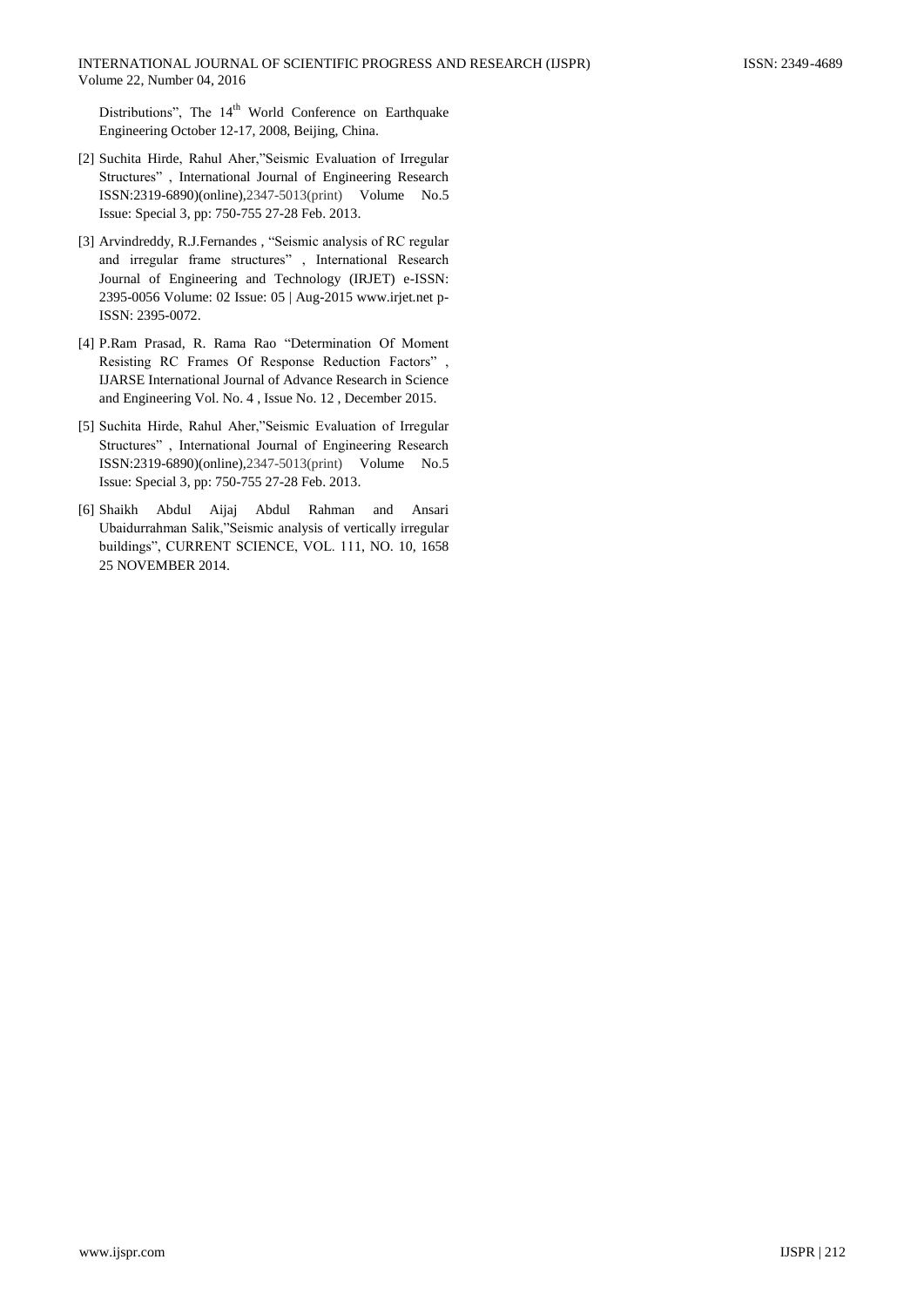Distributions", The 14th World Conference on Earthquake Engineering October 12-17, 2008, Beijing, China.

[2] Suchita Hirde, Rahul Aher,"Seismic Evaluation of Irregular Structures" , International Journal of Engineering Research ISSN:2319-6890)(online),2347-5013(print) Volume No.5 Issue: Special 3, pp: 750-755 27-28 Feb. 2013.

[3] Arvindreddy, R.J.Fernandes , "Seismic analysis of RC regular and irregular frame structures" , International Research Journal of Engineering and Technology (IRJET) e-ISSN: 2395-0056 Volume: 02 Issue: 05 | Aug-2015 www.irjet.net p-ISSN: 2395-0072.

[4] P.Ram Prasad, R. Rama Rao "Determination Of Moment Resisting RC Frames Of Response Reduction Factors" , IJARSE International Journal of Advance Research in Science and Engineering Vol. No. 4 , Issue No. 12 , December 2015.

[5] Suchita Hirde, Rahul Aher,"Seismic Evaluation of Irregular Structures" , International Journal of Engineering Research ISSN:2319-6890)(online),2347-5013(print) Volume No.5 Issue: Special 3, pp: 750-755 27-28 Feb. 2013.

[6] Shaikh Abdul Aijaj Abdul Rahman and Ansari Ubaidurrahman Salik,"Seismic analysis of vertically irregular buildings", CURRENT SCIENCE, VOL. 111, NO. 10, 1658 25 NOVEMBER 2014.